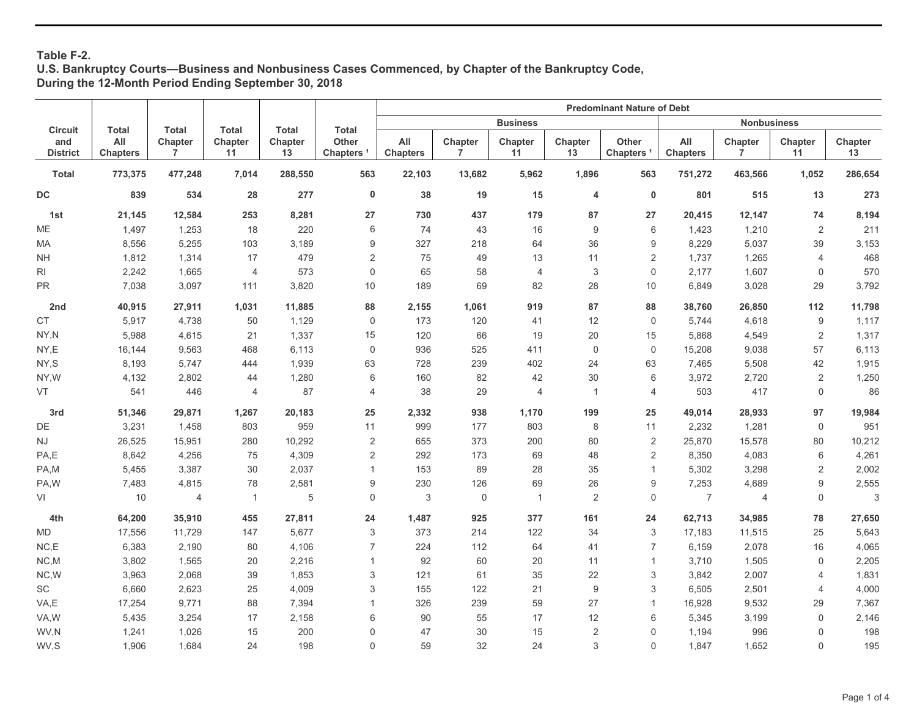**Table F-2.**
**U.S. Bankruptcy Courts—Business and Nonbusiness Cases Commenced, by Chapter of the Bankruptcy Code, During the 12-Month Period Ending September 30, 2018**

| Circuit and District | Total All Chapters | Total Chapter 7 | Total Chapter 11 | Total Chapter 13 | Total Other Chapters [1] | Predominant Nature of Debt | | | | | | | | |
|---|---|---|---|---|---|---|---|---|---|---|---|---|---|---|
| | | | | | | Business | | | | | Nonbusiness | | | |
| | | | | | | All Chapters | Chapter 7 | Chapter 11 | Chapter 13 | Other Chapters [1] | All Chapters | Chapter 7 | Chapter 11 | Chapter 13 |
| **Total** | **773,375** | **477,248** | **7,014** | **288,550** | **563** | **22,103** | **13,682** | **5,962** | **1,896** | **563** | **751,272** | **463,566** | **1,052** | **286,654** |
| **DC** | **839** | **534** | **28** | **277** | **0** | **38** | **19** | **15** | **4** | **0** | **801** | **515** | **13** | **273** |
| **1st** | **21,145** | **12,584** | **253** | **8,281** | **27** | **730** | **437** | **179** | **87** | **27** | **20,415** | **12,147** | **74** | **8,194** |
| ME | 1,497 | 1,253 | 18 | 220 | 6 | 74 | 43 | 16 | 9 | 6 | 1,423 | 1,210 | 2 | 211 |
| MA | 8,556 | 5,255 | 103 | 3,189 | 9 | 327 | 218 | 64 | 36 | 9 | 8,229 | 5,037 | 39 | 3,153 |
| NH | 1,812 | 1,314 | 17 | 479 | 2 | 75 | 49 | 13 | 11 | 2 | 1,737 | 1,265 | 4 | 468 |
| RI | 2,242 | 1,665 | 4 | 573 | 0 | 65 | 58 | 4 | 3 | 0 | 2,177 | 1,607 | 0 | 570 |
| PR | 7,038 | 3,097 | 111 | 3,820 | 10 | 189 | 69 | 82 | 28 | 10 | 6,849 | 3,028 | 29 | 3,792 |
| **2nd** | **40,915** | **27,911** | **1,031** | **11,885** | **88** | **2,155** | **1,061** | **919** | **87** | **88** | **38,760** | **26,850** | **112** | **11,798** |
| CT | 5,917 | 4,738 | 50 | 1,129 | 0 | 173 | 120 | 41 | 12 | 0 | 5,744 | 4,618 | 9 | 1,117 |
| NY,N | 5,988 | 4,615 | 21 | 1,337 | 15 | 120 | 66 | 19 | 20 | 15 | 5,868 | 4,549 | 2 | 1,317 |
| NY,E | 16,144 | 9,563 | 468 | 6,113 | 0 | 936 | 525 | 411 | 0 | 0 | 15,208 | 9,038 | 57 | 6,113 |
| NY,S | 8,193 | 5,747 | 444 | 1,939 | 63 | 728 | 239 | 402 | 24 | 63 | 7,465 | 5,508 | 42 | 1,915 |
| NY,W | 4,132 | 2,802 | 44 | 1,280 | 6 | 160 | 82 | 42 | 30 | 6 | 3,972 | 2,720 | 2 | 1,250 |
| VT | 541 | 446 | 4 | 87 | 4 | 38 | 29 | 4 | 1 | 4 | 503 | 417 | 0 | 86 |
| **3rd** | **51,346** | **29,871** | **1,267** | **20,183** | **25** | **2,332** | **938** | **1,170** | **199** | **25** | **49,014** | **28,933** | **97** | **19,984** |
| DE | 3,231 | 1,458 | 803 | 959 | 11 | 999 | 177 | 803 | 8 | 11 | 2,232 | 1,281 | 0 | 951 |
| NJ | 26,525 | 15,951 | 280 | 10,292 | 2 | 655 | 373 | 200 | 80 | 2 | 25,870 | 15,578 | 80 | 10,212 |
| PA,E | 8,642 | 4,256 | 75 | 4,309 | 2 | 292 | 173 | 69 | 48 | 2 | 8,350 | 4,083 | 6 | 4,261 |
| PA,M | 5,455 | 3,387 | 30 | 2,037 | 1 | 153 | 89 | 28 | 35 | 1 | 5,302 | 3,298 | 2 | 2,002 |
| PA,W | 7,483 | 4,815 | 78 | 2,581 | 9 | 230 | 126 | 69 | 26 | 9 | 7,253 | 4,689 | 9 | 2,555 |
| VI | 10 | 4 | 1 | 5 | 0 | 3 | 0 | 1 | 2 | 0 | 7 | 4 | 0 | 3 |
| **4th** | **64,200** | **35,910** | **455** | **27,811** | **24** | **1,487** | **925** | **377** | **161** | **24** | **62,713** | **34,985** | **78** | **27,650** |
| MD | 17,556 | 11,729 | 147 | 5,677 | 3 | 373 | 214 | 122 | 34 | 3 | 17,183 | 11,515 | 25 | 5,643 |
| NC,E | 6,383 | 2,190 | 80 | 4,106 | 7 | 224 | 112 | 64 | 41 | 7 | 6,159 | 2,078 | 16 | 4,065 |
| NC,M | 3,802 | 1,565 | 20 | 2,216 | 1 | 92 | 60 | 20 | 11 | 1 | 3,710 | 1,505 | 0 | 2,205 |
| NC,W | 3,963 | 2,068 | 39 | 1,853 | 3 | 121 | 61 | 35 | 22 | 3 | 3,842 | 2,007 | 4 | 1,831 |
| SC | 6,660 | 2,623 | 25 | 4,009 | 3 | 155 | 122 | 21 | 9 | 3 | 6,505 | 2,501 | 4 | 4,000 |
| VA,E | 17,254 | 9,771 | 88 | 7,394 | 1 | 326 | 239 | 59 | 27 | 1 | 16,928 | 9,532 | 29 | 7,367 |
| VA,W | 5,435 | 3,254 | 17 | 2,158 | 6 | 90 | 55 | 17 | 12 | 6 | 5,345 | 3,199 | 0 | 2,146 |
| WV,N | 1,241 | 1,026 | 15 | 200 | 0 | 47 | 30 | 15 | 2 | 0 | 1,194 | 996 | 0 | 198 |
| WV,S | 1,906 | 1,684 | 24 | 198 | 0 | 59 | 32 | 24 | 3 | 0 | 1,847 | 1,652 | 0 | 195 |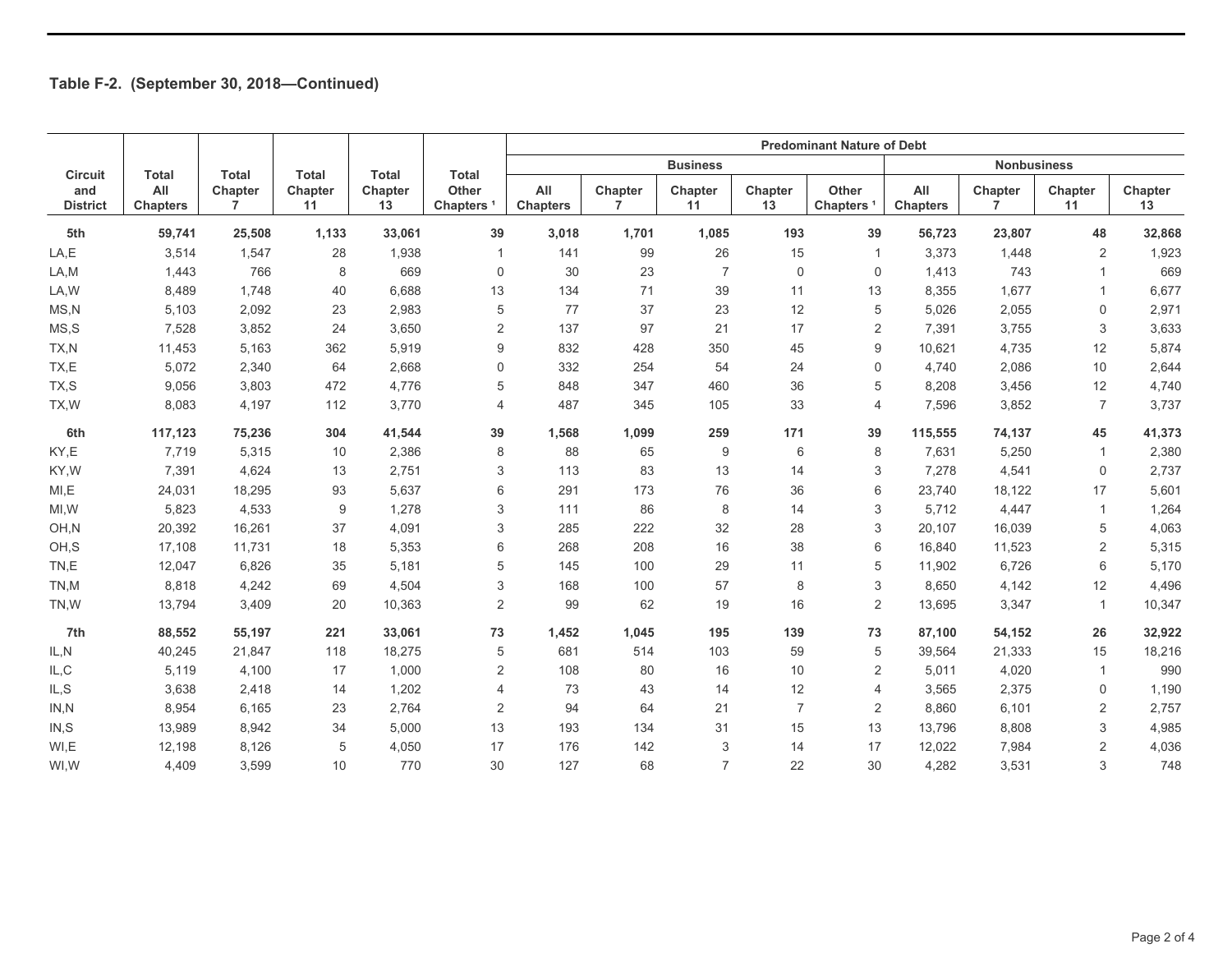## Table F-2. (September 30, 2018—Continued)

| Circuit and District | Total All Chapters | Total Chapter 7 | Total Chapter 11 | Total Chapter 13 | Total Other Chapters [1] | Predominant Nature of Debt | | | | | | | | |
|---|---|---|---|---|---|---|---|---|---|---|---|---|---|---|
| | | | | | | Business | | | | | Nonbusiness | | | |
| | | | | | | All Chapters | Chapter 7 | Chapter 11 | Chapter 13 | Other Chapters [1] | All Chapters | Chapter 7 | Chapter 11 | Chapter 13 |
| **5th** | **59,741** | **25,508** | **1,133** | **33,061** | **39** | **3,018** | **1,701** | **1,085** | **193** | **39** | **56,723** | **23,807** | **48** | **32,868** |
| LA,E | 3,514 | 1,547 | 28 | 1,938 | 1 | 141 | 99 | 26 | 15 | 1 | 3,373 | 1,448 | 2 | 1,923 |
| LA,M | 1,443 | 766 | 8 | 669 | 0 | 30 | 23 | 7 | 0 | 0 | 1,413 | 743 | 1 | 669 |
| LA,W | 8,489 | 1,748 | 40 | 6,688 | 13 | 134 | 71 | 39 | 11 | 13 | 8,355 | 1,677 | 1 | 6,677 |
| MS,N | 5,103 | 2,092 | 23 | 2,983 | 5 | 77 | 37 | 23 | 12 | 5 | 5,026 | 2,055 | 0 | 2,971 |
| MS,S | 7,528 | 3,852 | 24 | 3,650 | 2 | 137 | 97 | 21 | 17 | 2 | 7,391 | 3,755 | 3 | 3,633 |
| TX,N | 11,453 | 5,163 | 362 | 5,919 | 9 | 832 | 428 | 350 | 45 | 9 | 10,621 | 4,735 | 12 | 5,874 |
| TX,E | 5,072 | 2,340 | 64 | 2,668 | 0 | 332 | 254 | 54 | 24 | 0 | 4,740 | 2,086 | 10 | 2,644 |
| TX,S | 9,056 | 3,803 | 472 | 4,776 | 5 | 848 | 347 | 460 | 36 | 5 | 8,208 | 3,456 | 12 | 4,740 |
| TX,W | 8,083 | 4,197 | 112 | 3,770 | 4 | 487 | 345 | 105 | 33 | 4 | 7,596 | 3,852 | 7 | 3,737 |
| **6th** | **117,123** | **75,236** | **304** | **41,544** | **39** | **1,568** | **1,099** | **259** | **171** | **39** | **115,555** | **74,137** | **45** | **41,373** |
| KY,E | 7,719 | 5,315 | 10 | 2,386 | 8 | 88 | 65 | 9 | 6 | 8 | 7,631 | 5,250 | 1 | 2,380 |
| KY,W | 7,391 | 4,624 | 13 | 2,751 | 3 | 113 | 83 | 13 | 14 | 3 | 7,278 | 4,541 | 0 | 2,737 |
| MI,E | 24,031 | 18,295 | 93 | 5,637 | 6 | 291 | 173 | 76 | 36 | 6 | 23,740 | 18,122 | 17 | 5,601 |
| MI,W | 5,823 | 4,533 | 9 | 1,278 | 3 | 111 | 86 | 8 | 14 | 3 | 5,712 | 4,447 | 1 | 1,264 |
| OH,N | 20,392 | 16,261 | 37 | 4,091 | 3 | 285 | 222 | 32 | 28 | 3 | 20,107 | 16,039 | 5 | 4,063 |
| OH,S | 17,108 | 11,731 | 18 | 5,353 | 6 | 268 | 208 | 16 | 38 | 6 | 16,840 | 11,523 | 2 | 5,315 |
| TN,E | 12,047 | 6,826 | 35 | 5,181 | 5 | 145 | 100 | 29 | 11 | 5 | 11,902 | 6,726 | 6 | 5,170 |
| TN,M | 8,818 | 4,242 | 69 | 4,504 | 3 | 168 | 100 | 57 | 8 | 3 | 8,650 | 4,142 | 12 | 4,496 |
| TN,W | 13,794 | 3,409 | 20 | 10,363 | 2 | 99 | 62 | 19 | 16 | 2 | 13,695 | 3,347 | 1 | 10,347 |
| **7th** | **88,552** | **55,197** | **221** | **33,061** | **73** | **1,452** | **1,045** | **195** | **139** | **73** | **87,100** | **54,152** | **26** | **32,922** |
| IL,N | 40,245 | 21,847 | 118 | 18,275 | 5 | 681 | 514 | 103 | 59 | 5 | 39,564 | 21,333 | 15 | 18,216 |
| IL,C | 5,119 | 4,100 | 17 | 1,000 | 2 | 108 | 80 | 16 | 10 | 2 | 5,011 | 4,020 | 1 | 990 |
| IL,S | 3,638 | 2,418 | 14 | 1,202 | 4 | 73 | 43 | 14 | 12 | 4 | 3,565 | 2,375 | 0 | 1,190 |
| IN,N | 8,954 | 6,165 | 23 | 2,764 | 2 | 94 | 64 | 21 | 7 | 2 | 8,860 | 6,101 | 2 | 2,757 |
| IN,S | 13,989 | 8,942 | 34 | 5,000 | 13 | 193 | 134 | 31 | 15 | 13 | 13,796 | 8,808 | 3 | 4,985 |
| WI,E | 12,198 | 8,126 | 5 | 4,050 | 17 | 176 | 142 | 3 | 14 | 17 | 12,022 | 7,984 | 2 | 4,036 |
| WI,W | 4,409 | 3,599 | 10 | 770 | 30 | 127 | 68 | 7 | 22 | 30 | 4,282 | 3,531 | 3 | 748 |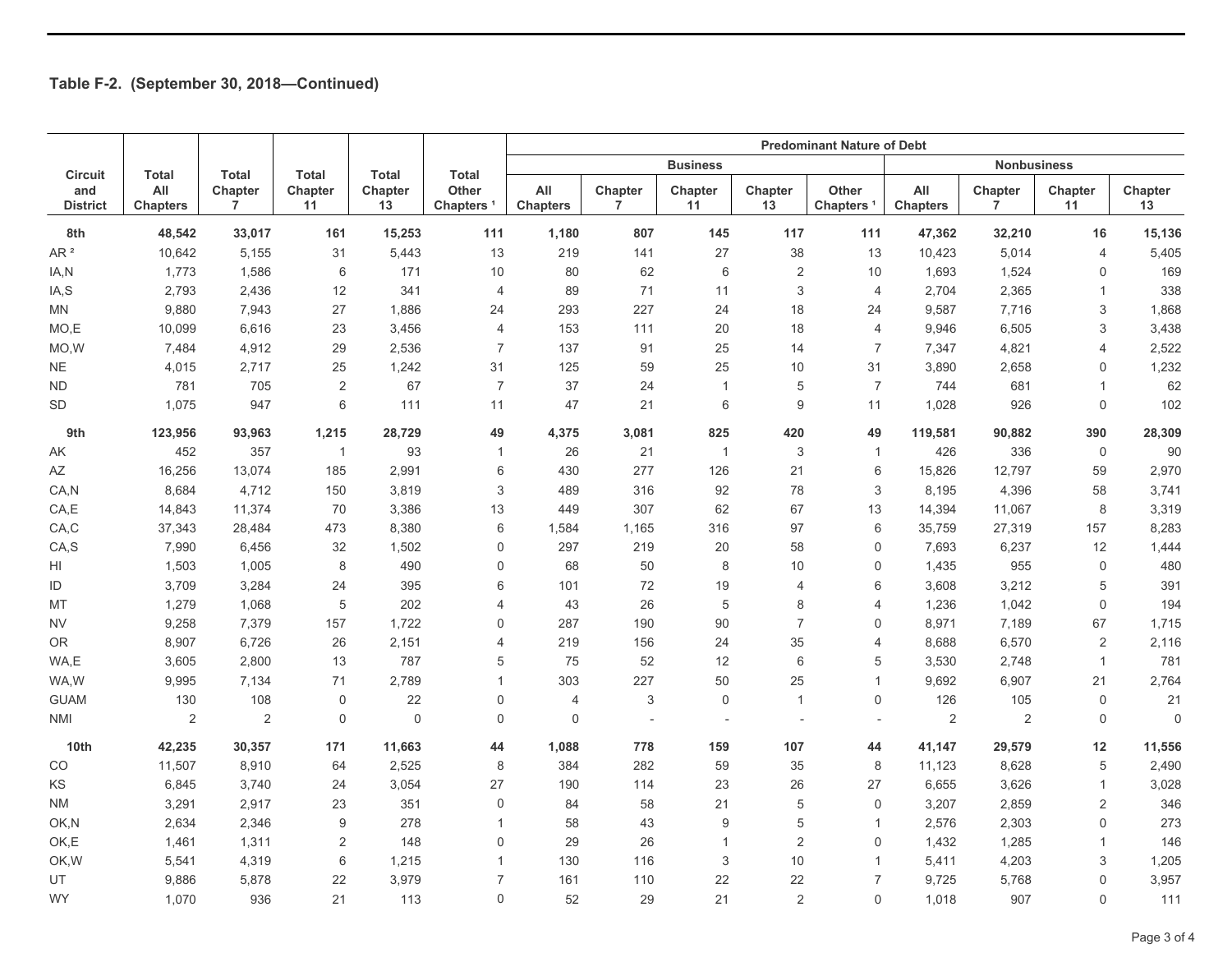## Table F-2. (September 30, 2018—Continued)

| Circuit and District | Total All Chapters | Total Chapter 7 | Total Chapter 11 | Total Chapter 13 | Total Other Chapters [1] | Predominant Nature of Debt | | | | | | | | |
|---|---|---|---|---|---|---|---|---|---|---|---|---|---|---|
| | | | | | | Business | | | | | Nonbusiness | | | |
| | | | | | | All Chapters | Chapter 7 | Chapter 11 | Chapter 13 | Other Chapters [1] | All Chapters | Chapter 7 | Chapter 11 | Chapter 13 |
| **8th** | **48,542** | **33,017** | **161** | **15,253** | **111** | **1,180** | **807** | **145** | **117** | **111** | **47,362** | **32,210** | **16** | **15,136** |
| AR [2] | 10,642 | 5,155 | 31 | 5,443 | 13 | 219 | 141 | 27 | 38 | 13 | 10,423 | 5,014 | 4 | 5,405 |
| IA,N | 1,773 | 1,586 | 6 | 171 | 10 | 80 | 62 | 6 | 2 | 10 | 1,693 | 1,524 | 0 | 169 |
| IA,S | 2,793 | 2,436 | 12 | 341 | 4 | 89 | 71 | 11 | 3 | 4 | 2,704 | 2,365 | 1 | 338 |
| MN | 9,880 | 7,943 | 27 | 1,886 | 24 | 293 | 227 | 24 | 18 | 24 | 9,587 | 7,716 | 3 | 1,868 |
| MO,E | 10,099 | 6,616 | 23 | 3,456 | 4 | 153 | 111 | 20 | 18 | 4 | 9,946 | 6,505 | 3 | 3,438 |
| MO,W | 7,484 | 4,912 | 29 | 2,536 | 7 | 137 | 91 | 25 | 14 | 7 | 7,347 | 4,821 | 4 | 2,522 |
| NE | 4,015 | 2,717 | 25 | 1,242 | 31 | 125 | 59 | 25 | 10 | 31 | 3,890 | 2,658 | 0 | 1,232 |
| ND | 781 | 705 | 2 | 67 | 7 | 37 | 24 | 1 | 5 | 7 | 744 | 681 | 1 | 62 |
| SD | 1,075 | 947 | 6 | 111 | 11 | 47 | 21 | 6 | 9 | 11 | 1,028 | 926 | 0 | 102 |
| **9th** | **123,956** | **93,963** | **1,215** | **28,729** | **49** | **4,375** | **3,081** | **825** | **420** | **49** | **119,581** | **90,882** | **390** | **28,309** |
| AK | 452 | 357 | 1 | 93 | 1 | 26 | 21 | 1 | 3 | 1 | 426 | 336 | 0 | 90 |
| AZ | 16,256 | 13,074 | 185 | 2,991 | 6 | 430 | 277 | 126 | 21 | 6 | 15,826 | 12,797 | 59 | 2,970 |
| CA,N | 8,684 | 4,712 | 150 | 3,819 | 3 | 489 | 316 | 92 | 78 | 3 | 8,195 | 4,396 | 58 | 3,741 |
| CA,E | 14,843 | 11,374 | 70 | 3,386 | 13 | 449 | 307 | 62 | 67 | 13 | 14,394 | 11,067 | 8 | 3,319 |
| CA,C | 37,343 | 28,484 | 473 | 8,380 | 6 | 1,584 | 1,165 | 316 | 97 | 6 | 35,759 | 27,319 | 157 | 8,283 |
| CA,S | 7,990 | 6,456 | 32 | 1,502 | 0 | 297 | 219 | 20 | 58 | 0 | 7,693 | 6,237 | 12 | 1,444 |
| HI | 1,503 | 1,005 | 8 | 490 | 0 | 68 | 50 | 8 | 10 | 0 | 1,435 | 955 | 0 | 480 |
| ID | 3,709 | 3,284 | 24 | 395 | 6 | 101 | 72 | 19 | 4 | 6 | 3,608 | 3,212 | 5 | 391 |
| MT | 1,279 | 1,068 | 5 | 202 | 4 | 43 | 26 | 5 | 8 | 4 | 1,236 | 1,042 | 0 | 194 |
| NV | 9,258 | 7,379 | 157 | 1,722 | 0 | 287 | 190 | 90 | 7 | 0 | 8,971 | 7,189 | 67 | 1,715 |
| OR | 8,907 | 6,726 | 26 | 2,151 | 4 | 219 | 156 | 24 | 35 | 4 | 8,688 | 6,570 | 2 | 2,116 |
| WA,E | 3,605 | 2,800 | 13 | 787 | 5 | 75 | 52 | 12 | 6 | 5 | 3,530 | 2,748 | 1 | 781 |
| WA,W | 9,995 | 7,134 | 71 | 2,789 | 1 | 303 | 227 | 50 | 25 | 1 | 9,692 | 6,907 | 21 | 2,764 |
| GUAM | 130 | 108 | 0 | 22 | 0 | 4 | 3 | 0 | 1 | 0 | 126 | 105 | 0 | 21 |
| NMI | 2 | 2 | 0 | 0 | 0 | 0 | - | - | - | - | 2 | 2 | 0 | 0 |
| **10th** | **42,235** | **30,357** | **171** | **11,663** | **44** | **1,088** | **778** | **159** | **107** | **44** | **41,147** | **29,579** | **12** | **11,556** |
| CO | 11,507 | 8,910 | 64 | 2,525 | 8 | 384 | 282 | 59 | 35 | 8 | 11,123 | 8,628 | 5 | 2,490 |
| KS | 6,845 | 3,740 | 24 | 3,054 | 27 | 190 | 114 | 23 | 26 | 27 | 6,655 | 3,626 | 1 | 3,028 |
| NM | 3,291 | 2,917 | 23 | 351 | 0 | 84 | 58 | 21 | 5 | 0 | 3,207 | 2,859 | 2 | 346 |
| OK,N | 2,634 | 2,346 | 9 | 278 | 1 | 58 | 43 | 9 | 5 | 1 | 2,576 | 2,303 | 0 | 273 |
| OK,E | 1,461 | 1,311 | 2 | 148 | 0 | 29 | 26 | 1 | 2 | 0 | 1,432 | 1,285 | 1 | 146 |
| OK,W | 5,541 | 4,319 | 6 | 1,215 | 1 | 130 | 116 | 3 | 10 | 1 | 5,411 | 4,203 | 3 | 1,205 |
| UT | 9,886 | 5,878 | 22 | 3,979 | 7 | 161 | 110 | 22 | 22 | 7 | 9,725 | 5,768 | 0 | 3,957 |
| WY | 1,070 | 936 | 21 | 113 | 0 | 52 | 29 | 21 | 2 | 0 | 1,018 | 907 | 0 | 111 |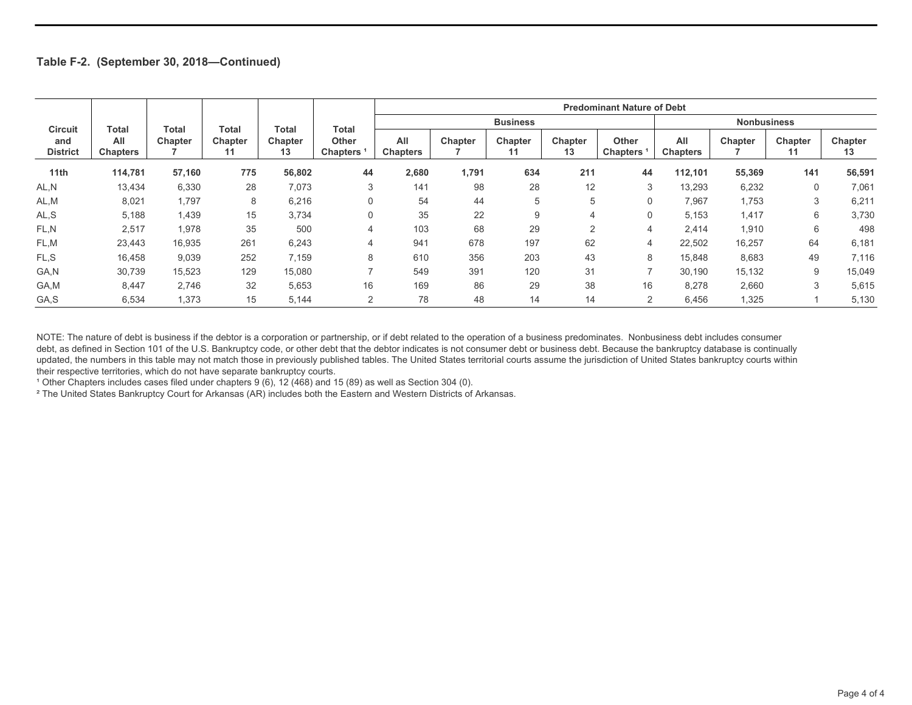### Table F-2. (September 30, 2018—Continued)

| Circuit and District | Total All Chapters | Total Chapter 7 | Total Chapter 11 | Total Chapter 13 | Total Other Chapters [1] | Predominant Nature of Debt | | | | | | | | |
|---|---|---|---|---|---|---|---|---|---|---|---|---|---|---|
| | | | | | | Business | | | | | Nonbusiness | | | |
| | | | | | | All Chapters | Chapter 7 | Chapter 11 | Chapter 13 | Other Chapters [1] | All Chapters | Chapter 7 | Chapter 11 | Chapter 13 |
| **11th** | **114,781** | **57,160** | **775** | **56,802** | **44** | **2,680** | **1,791** | **634** | **211** | **44** | **112,101** | **55,369** | **141** | **56,591** |
| AL,N | 13,434 | 6,330 | 28 | 7,073 | 3 | 141 | 98 | 28 | 12 | 3 | 13,293 | 6,232 | 0 | 7,061 |
| AL,M | 8,021 | 1,797 | 8 | 6,216 | 0 | 54 | 44 | 5 | 5 | 0 | 7,967 | 1,753 | 3 | 6,211 |
| AL,S | 5,188 | 1,439 | 15 | 3,734 | 0 | 35 | 22 | 9 | 4 | 0 | 5,153 | 1,417 | 6 | 3,730 |
| FL,N | 2,517 | 1,978 | 35 | 500 | 4 | 103 | 68 | 29 | 2 | 4 | 2,414 | 1,910 | 6 | 498 |
| FL,M | 23,443 | 16,935 | 261 | 6,243 | 4 | 941 | 678 | 197 | 62 | 4 | 22,502 | 16,257 | 64 | 6,181 |
| FL,S | 16,458 | 9,039 | 252 | 7,159 | 8 | 610 | 356 | 203 | 43 | 8 | 15,848 | 8,683 | 49 | 7,116 |
| GA,N | 30,739 | 15,523 | 129 | 15,080 | 7 | 549 | 391 | 120 | 31 | 7 | 30,190 | 15,132 | 9 | 15,049 |
| GA,M | 8,447 | 2,746 | 32 | 5,653 | 16 | 169 | 86 | 29 | 38 | 16 | 8,278 | 2,660 | 3 | 5,615 |
| GA,S | 6,534 | 1,373 | 15 | 5,144 | 2 | 78 | 48 | 14 | 14 | 2 | 6,456 | 1,325 | 1 | 5,130 |

NOTE: The nature of debt is business if the debtor is a corporation or partnership, or if debt related to the operation of a business predominates. Nonbusiness debt includes consumer debt, as defined in Section 101 of the U.S. Bankruptcy code, or other debt that the debtor indicates is not consumer debt or business debt. Because the bankruptcy database is continually updated, the numbers in this table may not match those in previously published tables. The United States territorial courts assume the jurisdiction of United States bankruptcy courts within their respective territories, which do not have separate bankruptcy courts.

[1] Other Chapters includes cases filed under chapters 9 (6), 12 (468) and 15 (89) as well as Section 304 (0).

[2] The United States Bankruptcy Court for Arkansas (AR) includes both the Eastern and Western Districts of Arkansas.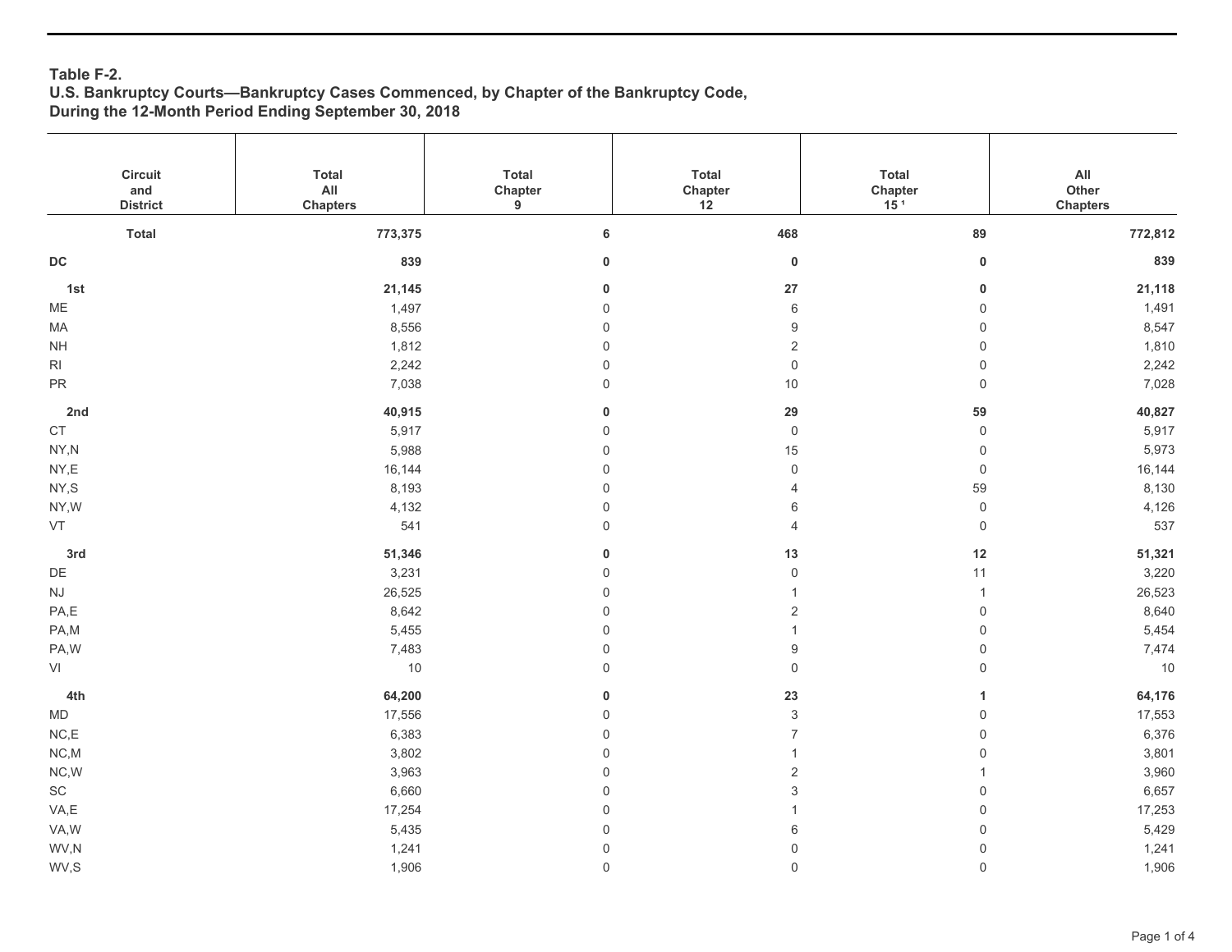**Table F-2.**
**U.S. Bankruptcy Courts—Bankruptcy Cases Commenced, by Chapter of the Bankruptcy Code, During the 12-Month Period Ending September 30, 2018**

| Circuit and District | Total All Chapters | Total Chapter 9 | Total Chapter 12 | Total Chapter 15 [1] | All Other Chapters |
|---|---|---|---|---|---|
| **Total** | **773,375** | **6** | **468** | **89** | **772,812** |
| **DC** | **839** | **0** | **0** | **0** | **839** |
| **1st** | **21,145** | **0** | **27** | **0** | **21,118** |
| ME | 1,497 | 0 | 6 | 0 | 1,491 |
| MA | 8,556 | 0 | 9 | 0 | 8,547 |
| NH | 1,812 | 0 | 2 | 0 | 1,810 |
| RI | 2,242 | 0 | 0 | 0 | 2,242 |
| PR | 7,038 | 0 | 10 | 0 | 7,028 |
| **2nd** | **40,915** | **0** | **29** | **59** | **40,827** |
| CT | 5,917 | 0 | 0 | 0 | 5,917 |
| NY,N | 5,988 | 0 | 15 | 0 | 5,973 |
| NY,E | 16,144 | 0 | 0 | 0 | 16,144 |
| NY,S | 8,193 | 0 | 4 | 59 | 8,130 |
| NY,W | 4,132 | 0 | 6 | 0 | 4,126 |
| VT | 541 | 0 | 4 | 0 | 537 |
| **3rd** | **51,346** | **0** | **13** | **12** | **51,321** |
| DE | 3,231 | 0 | 0 | 11 | 3,220 |
| NJ | 26,525 | 0 | 1 | 1 | 26,523 |
| PA,E | 8,642 | 0 | 2 | 0 | 8,640 |
| PA,M | 5,455 | 0 | 1 | 0 | 5,454 |
| PA,W | 7,483 | 0 | 9 | 0 | 7,474 |
| VI | 10 | 0 | 0 | 0 | 10 |
| **4th** | **64,200** | **0** | **23** | **1** | **64,176** |
| MD | 17,556 | 0 | 3 | 0 | 17,553 |
| NC,E | 6,383 | 0 | 7 | 0 | 6,376 |
| NC,M | 3,802 | 0 | 1 | 0 | 3,801 |
| NC,W | 3,963 | 0 | 2 | 1 | 3,960 |
| SC | 6,660 | 0 | 3 | 0 | 6,657 |
| VA,E | 17,254 | 0 | 1 | 0 | 17,253 |
| VA,W | 5,435 | 0 | 6 | 0 | 5,429 |
| WV,N | 1,241 | 0 | 0 | 0 | 1,241 |
| WV,S | 1,906 | 0 | 0 | 0 | 1,906 |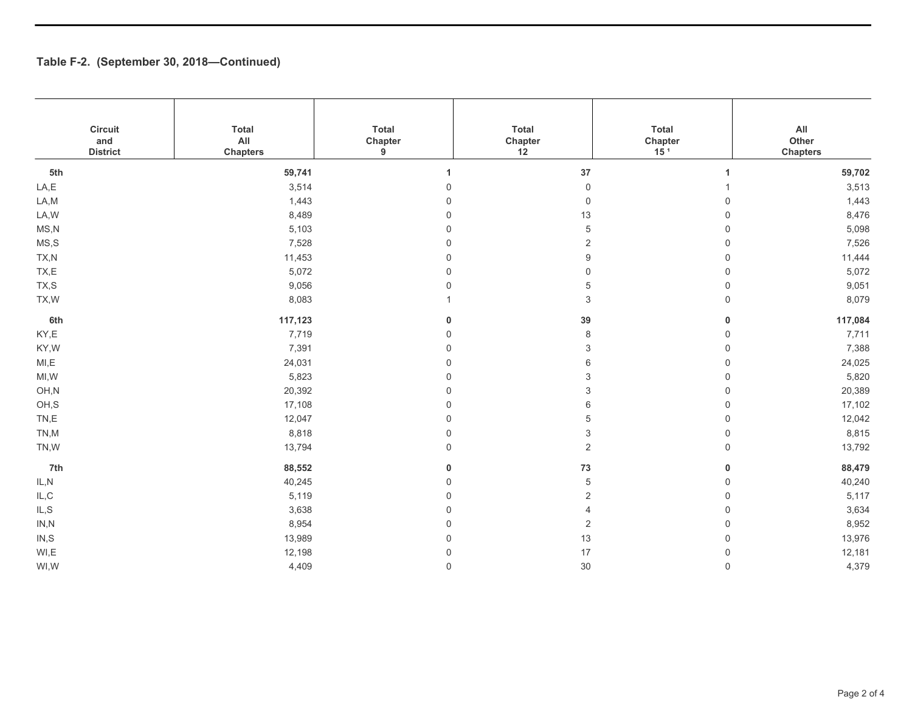## Table F-2. (September 30, 2018—Continued)

| Circuit and District | Total All Chapters | Total Chapter 9 | Total Chapter 12 | Total Chapter 15 [1] | All Other Chapters |
|---|---|---|---|---|---|
| **5th** | **59,741** | **1** | **37** | **1** | **59,702** |
| LA,E | 3,514 | 0 | 0 | 1 | 3,513 |
| LA,M | 1,443 | 0 | 0 | 0 | 1,443 |
| LA,W | 8,489 | 0 | 13 | 0 | 8,476 |
| MS,N | 5,103 | 0 | 5 | 0 | 5,098 |
| MS,S | 7,528 | 0 | 2 | 0 | 7,526 |
| TX,N | 11,453 | 0 | 9 | 0 | 11,444 |
| TX,E | 5,072 | 0 | 0 | 0 | 5,072 |
| TX,S | 9,056 | 0 | 5 | 0 | 9,051 |
| TX,W | 8,083 | 1 | 3 | 0 | 8,079 |
| **6th** | **117,123** | **0** | **39** | **0** | **117,084** |
| KY,E | 7,719 | 0 | 8 | 0 | 7,711 |
| KY,W | 7,391 | 0 | 3 | 0 | 7,388 |
| MI,E | 24,031 | 0 | 6 | 0 | 24,025 |
| MI,W | 5,823 | 0 | 3 | 0 | 5,820 |
| OH,N | 20,392 | 0 | 3 | 0 | 20,389 |
| OH,S | 17,108 | 0 | 6 | 0 | 17,102 |
| TN,E | 12,047 | 0 | 5 | 0 | 12,042 |
| TN,M | 8,818 | 0 | 3 | 0 | 8,815 |
| TN,W | 13,794 | 0 | 2 | 0 | 13,792 |
| **7th** | **88,552** | **0** | **73** | **0** | **88,479** |
| IL,N | 40,245 | 0 | 5 | 0 | 40,240 |
| IL,C | 5,119 | 0 | 2 | 0 | 5,117 |
| IL,S | 3,638 | 0 | 4 | 0 | 3,634 |
| IN,N | 8,954 | 0 | 2 | 0 | 8,952 |
| IN,S | 13,989 | 0 | 13 | 0 | 13,976 |
| WI,E | 12,198 | 0 | 17 | 0 | 12,181 |
| WI,W | 4,409 | 0 | 30 | 0 | 4,379 |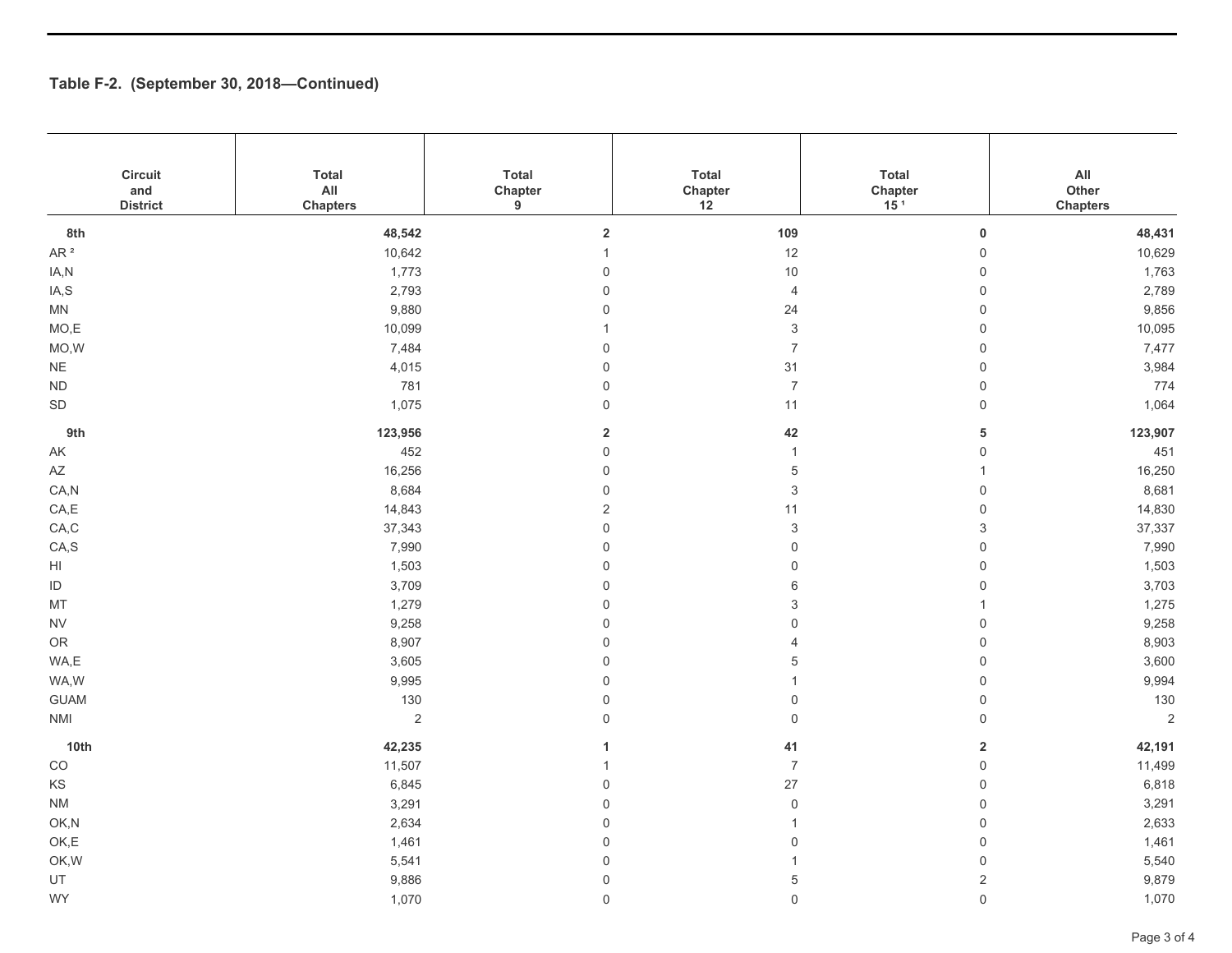## Table F-2. (September 30, 2018—Continued)

| Circuit and District | Total All Chapters | Total Chapter 9 | Total Chapter 12 | Total Chapter 15 [1] | All Other Chapters |
|---|---|---|---|---|---|
| **8th** | **48,542** | **2** | **109** | **0** | **48,431** |
| AR [2] | 10,642 | 1 | 12 | 0 | 10,629 |
| IA,N | 1,773 | 0 | 10 | 0 | 1,763 |
| IA,S | 2,793 | 0 | 4 | 0 | 2,789 |
| MN | 9,880 | 0 | 24 | 0 | 9,856 |
| MO,E | 10,099 | 1 | 3 | 0 | 10,095 |
| MO,W | 7,484 | 0 | 7 | 0 | 7,477 |
| NE | 4,015 | 0 | 31 | 0 | 3,984 |
| ND | 781 | 0 | 7 | 0 | 774 |
| SD | 1,075 | 0 | 11 | 0 | 1,064 |
| **9th** | **123,956** | **2** | **42** | **5** | **123,907** |
| AK | 452 | 0 | 1 | 0 | 451 |
| AZ | 16,256 | 0 | 5 | 1 | 16,250 |
| CA,N | 8,684 | 0 | 3 | 0 | 8,681 |
| CA,E | 14,843 | 2 | 11 | 0 | 14,830 |
| CA,C | 37,343 | 0 | 3 | 3 | 37,337 |
| CA,S | 7,990 | 0 | 0 | 0 | 7,990 |
| HI | 1,503 | 0 | 0 | 0 | 1,503 |
| ID | 3,709 | 0 | 6 | 0 | 3,703 |
| MT | 1,279 | 0 | 3 | 1 | 1,275 |
| NV | 9,258 | 0 | 0 | 0 | 9,258 |
| OR | 8,907 | 0 | 4 | 0 | 8,903 |
| WA,E | 3,605 | 0 | 5 | 0 | 3,600 |
| WA,W | 9,995 | 0 | 1 | 0 | 9,994 |
| GUAM | 130 | 0 | 0 | 0 | 130 |
| NMI | 2 | 0 | 0 | 0 | 2 |
| **10th** | **42,235** | **1** | **41** | **2** | **42,191** |
| CO | 11,507 | 1 | 7 | 0 | 11,499 |
| KS | 6,845 | 0 | 27 | 0 | 6,818 |
| NM | 3,291 | 0 | 0 | 0 | 3,291 |
| OK,N | 2,634 | 0 | 1 | 0 | 2,633 |
| OK,E | 1,461 | 0 | 0 | 0 | 1,461 |
| OK,W | 5,541 | 0 | 1 | 0 | 5,540 |
| UT | 9,886 | 0 | 5 | 2 | 9,879 |
| WY | 1,070 | 0 | 0 | 0 | 1,070 |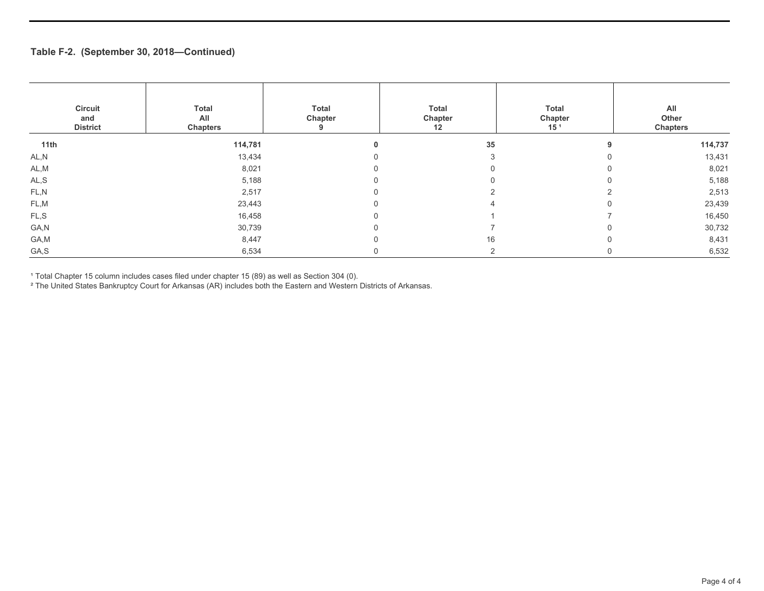### Table F-2. (September 30, 2018—Continued)

| Circuit and District | Total All Chapters | Total Chapter 9 | Total Chapter 12 | Total Chapter 15 [1] | All Other Chapters |
|---|---|---|---|---|---|
| **11th** | **114,781** | **0** | **35** | **9** | **114,737** |
| AL,N | 13,434 | 0 | 3 | 0 | 13,431 |
| AL,M | 8,021 | 0 | 0 | 0 | 8,021 |
| AL,S | 5,188 | 0 | 0 | 0 | 5,188 |
| FL,N | 2,517 | 0 | 2 | 2 | 2,513 |
| FL,M | 23,443 | 0 | 4 | 0 | 23,439 |
| FL,S | 16,458 | 0 | 1 | 7 | 16,450 |
| GA,N | 30,739 | 0 | 7 | 0 | 30,732 |
| GA,M | 8,447 | 0 | 16 | 0 | 8,431 |
| GA,S | 6,534 | 0 | 2 | 0 | 6,532 |

[1] Total Chapter 15 column includes cases filed under chapter 15 (89) as well as Section 304 (0).

[2] The United States Bankruptcy Court for Arkansas (AR) includes both the Eastern and Western Districts of Arkansas.